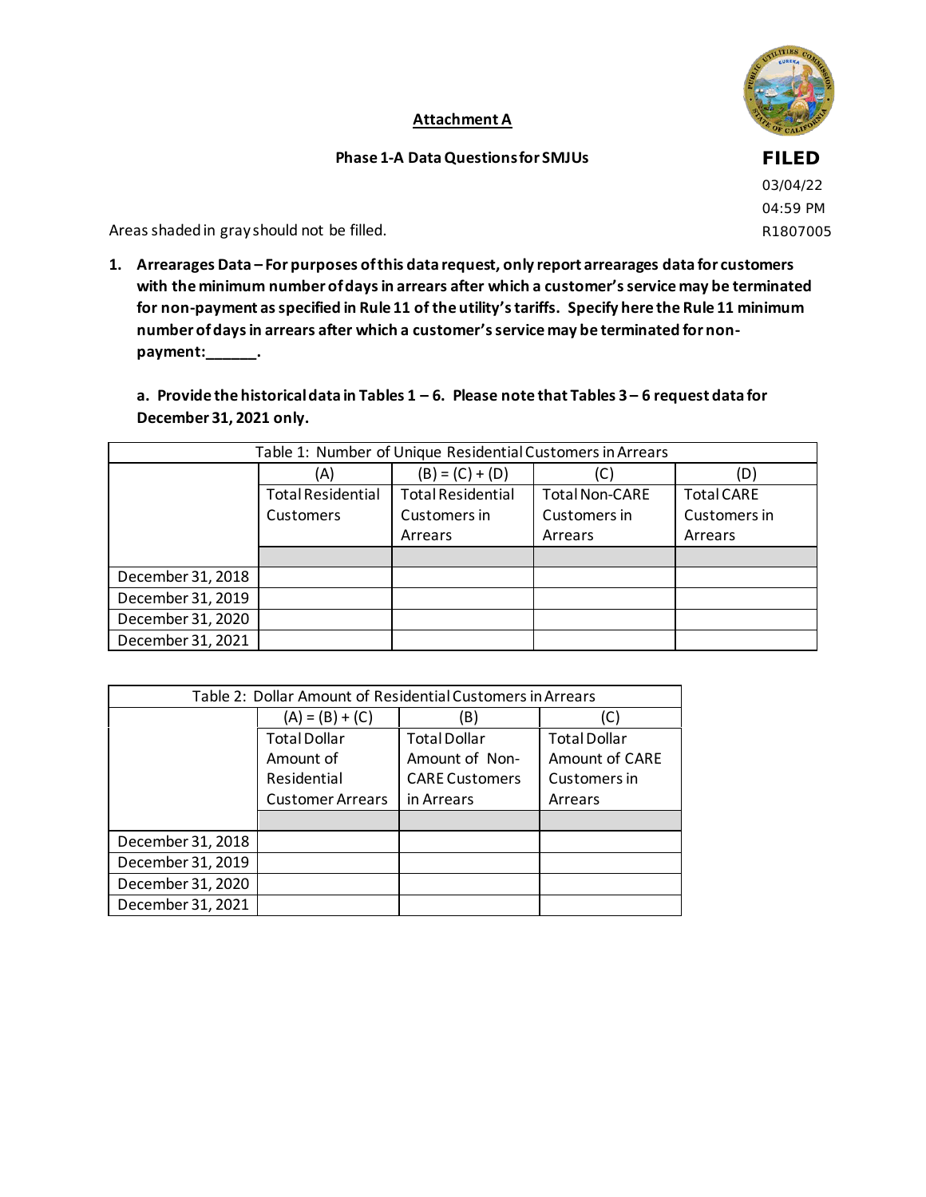**Attachment A**

**Phase 1-A Data Questions for SMJUs**

FILED
03/04/22
04:59 PM
R1807005

Areas shaded in gray should not be filled.

1. **Arrearages Data – For purposes of this data request, only report arrearages data for customers with the minimum number of days in arrears after which a customer's service may be terminated for non-payment as specified in Rule 11 of the utility's tariffs. Specify here the Rule 11 minimum number of days in arrears after which a customer's service may be terminated for non-payment:______.**

   **a. Provide the historical data in Tables 1 – 6. Please note that Tables 3 – 6 request data for December 31, 2021 only.**

| Table 1: Number of Unique Residential Customers in Arrears | | | | |
|---|---|---|---|---|
| | (A) | (B) = (C) + (D) | (C) | (D) |
| | Total Residential Customers | Total Residential Customers in Arrears | Total Non-CARE Customers in Arrears | Total CARE Customers in Arrears |
| | | | | |
| December 31, 2018 | | | | |
| December 31, 2019 | | | | |
| December 31, 2020 | | | | |
| December 31, 2021 | | | | |

| Table 2: Dollar Amount of Residential Customers in Arrears | | | |
|---|---|---|---|
| | (A) = (B) + (C) | (B) | (C) |
| | Total Dollar Amount of Residential Customer Arrears | Total Dollar Amount of Non-CARE Customers in Arrears | Total Dollar Amount of CARE Customers in Arrears |
| | | | |
| December 31, 2018 | | | |
| December 31, 2019 | | | |
| December 31, 2020 | | | |
| December 31, 2021 | | | |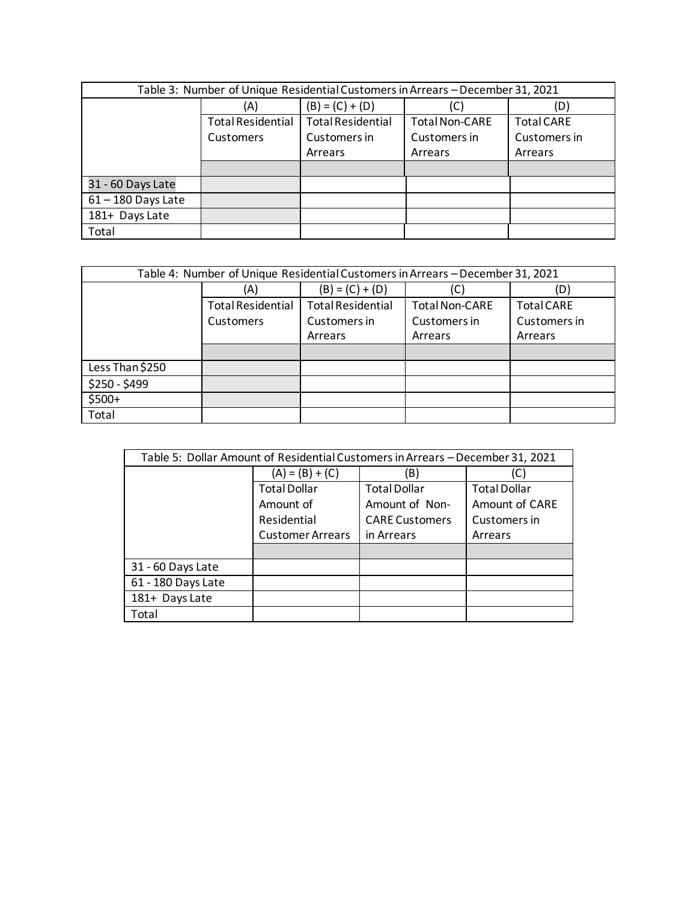| Table 3: Number of Unique Residential Customers in Arrears – December 31, 2021 | | | | |
|---|---|---|---|---|
| | (A) | (B) = (C) + (D) | (C) | (D) |
| | Total Residential Customers | Total Residential Customers in Arrears | Total Non-CARE Customers in Arrears | Total CARE Customers in Arrears |
| | | | | |
| 31 - 60 Days Late | | | | |
| 61 – 180 Days Late | | | | |
| 181+ Days Late | | | | |
| Total | | | | |

| Table 4: Number of Unique Residential Customers in Arrears – December 31, 2021 | | | | |
|---|---|---|---|---|
| | (A) | (B) = (C) + (D) | (C) | (D) |
| | Total Residential Customers | Total Residential Customers in Arrears | Total Non-CARE Customers in Arrears | Total CARE Customers in Arrears |
| | | | | |
| Less Than $250 | | | | |
| $250 - $499 | | | | |
| $500+ | | | | |
| Total | | | | |

| Table 5: Dollar Amount of Residential Customers in Arrears – December 31, 2021 | | | |
|---|---|---|---|
| | (A) = (B) + (C) | (B) | (C) |
| | Total Dollar Amount of Residential Customer Arrears | Total Dollar Amount of Non-CARE Customers in Arrears | Total Dollar Amount of CARE Customers in Arrears |
| | | | |
| 31 - 60 Days Late | | | |
| 61 - 180 Days Late | | | |
| 181+ Days Late | | | |
| Total | | | |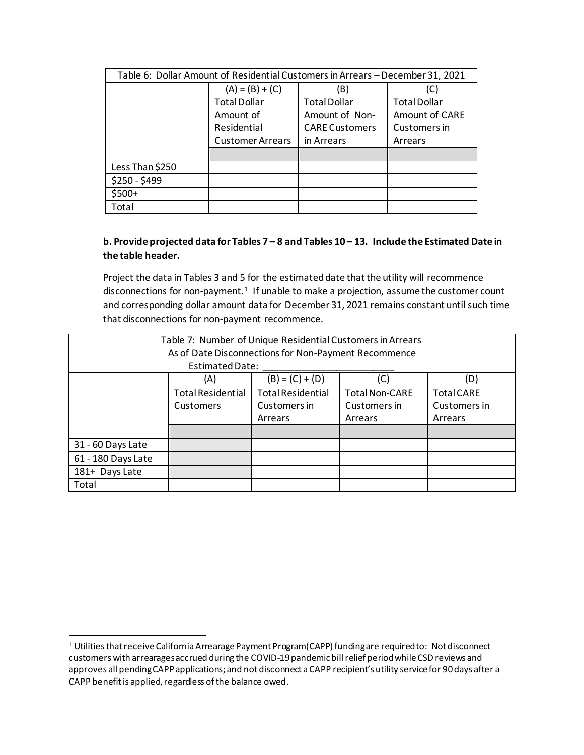| Table 6: Dollar Amount of Residential Customers in Arrears – December 31, 2021 | | | |
|---|---|---|---|
| | (A) = (B) + (C) | (B) | (C) |
| | Total Dollar Amount of Residential Customer Arrears | Total Dollar Amount of Non-CARE Customers in Arrears | Total Dollar Amount of CARE Customers in Arrears |
| | | | |
| Less Than $250 | | | |
| $250 - $499 | | | |
| $500+ | | | |
| Total | | | |

**b. Provide projected data for Tables 7 – 8 and Tables 10 – 13. Include the Estimated Date in the table header.**

Project the data in Tables 3 and 5 for the estimated date that the utility will recommence disconnections for non-payment.[1] If unable to make a projection, assume the customer count and corresponding dollar amount data for December 31, 2021 remains constant until such time that disconnections for non-payment recommence.

| Table 7: Number of Unique Residential Customers in Arrears As of Date Disconnections for Non-Payment Recommence Estimated Date: ________________________ | | | | |
|---|---|---|---|---|
| | (A) | (B) = (C) + (D) | (C) | (D) |
| | Total Residential Customers | Total Residential Customers in Arrears | Total Non-CARE Customers in Arrears | Total CARE Customers in Arrears |
| | | | | |
| 31 - 60 Days Late | | | | |
| 61 - 180 Days Late | | | | |
| 181+ Days Late | | | | |
| Total | | | | |

[1] Utilities that receive California Arrearage Payment Program (CAPP) funding are required to: Not disconnect customers with arrearages accrued during the COVID-19 pandemic bill relief period while CSD reviews and approves all pending CAPP applications; and not disconnect a CAPP recipient's utility service for 90 days after a CAPP benefit is applied, regardless of the balance owed.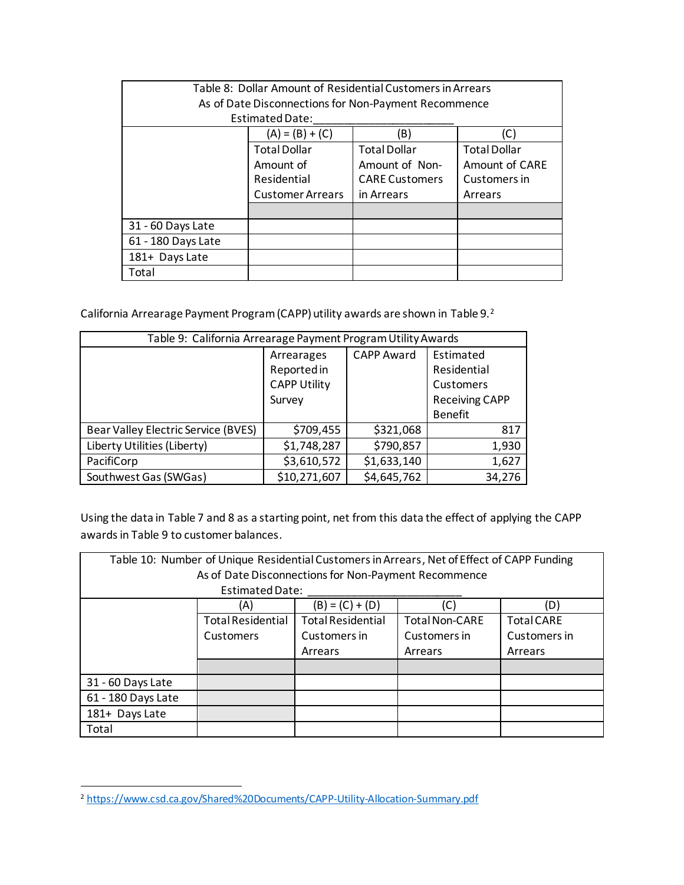| Table 8: Dollar Amount of Residential Customers in Arrears<br>As of Date Disconnections for Non-Payment Recommence<br>Estimated Date:_______________________ | | | |
|---|---|---|---|
| | (A) = (B) + (C) | (B) | (C) |
| | Total Dollar Amount of Residential Customer Arrears | Total Dollar Amount of Non-CARE Customers in Arrears | Total Dollar Amount of CARE Customers in Arrears |
| | | | |
| 31 - 60 Days Late | | | |
| 61 - 180 Days Late | | | |
| 181+ Days Late | | | |
| Total | | | |

California Arrearage Payment Program (CAPP) utility awards are shown in Table 9.[2]

| Table 9: California Arrearage Payment Program Utility Awards | | | |
|---|---|---|---|
| | Arrearages Reported in CAPP Utility Survey | CAPP Award | Estimated Residential Customers Receiving CAPP Benefit |
| Bear Valley Electric Service (BVES) | $709,455 | $321,068 | 817 |
| Liberty Utilities (Liberty) | $1,748,287 | $790,857 | 1,930 |
| PacifiCorp | $3,610,572 | $1,633,140 | 1,627 |
| Southwest Gas (SWGas) | $10,271,607 | $4,645,762 | 34,276 |

Using the data in Table 7 and 8 as a starting point, net from this data the effect of applying the CAPP awards in Table 9 to customer balances.

| Table 10: Number of Unique Residential Customers in Arrears, Net of Effect of CAPP Funding<br>As of Date Disconnections for Non-Payment Recommence<br>Estimated Date: _______________________ | | | | |
|---|---|---|---|---|
| | (A) | (B) = (C) + (D) | (C) | (D) |
| | Total Residential Customers | Total Residential Customers in Arrears | Total Non-CARE Customers in Arrears | Total CARE Customers in Arrears |
| | | | | |
| 31 - 60 Days Late | | | | |
| 61 - 180 Days Late | | | | |
| 181+ Days Late | | | | |
| Total | | | | |

[2] https://www.csd.ca.gov/Shared%20Documents/CAPP-Utility-Allocation-Summary.pdf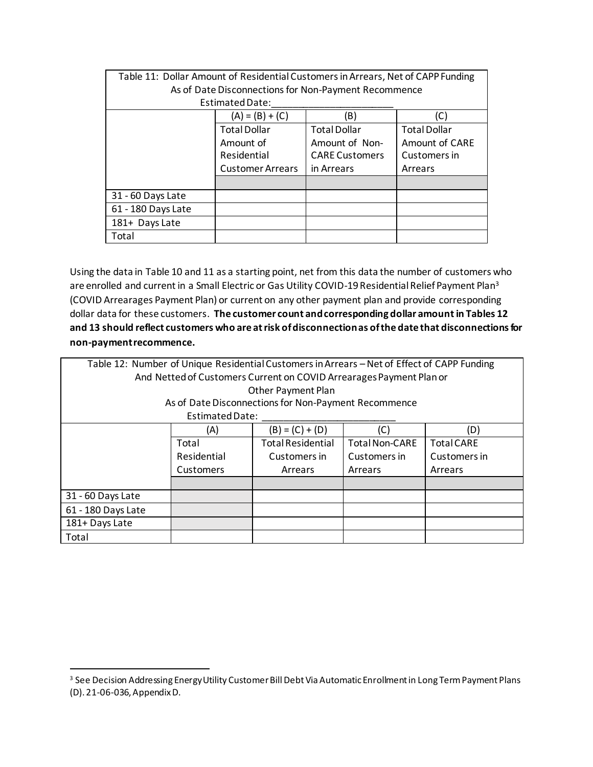| Table 11: Dollar Amount of Residential Customers in Arrears, Net of CAPP Funding As of Date Disconnections for Non-Payment Recommence Estimated Date:______________________ | | | |
|---|---|---|---|
| | (A) = (B) + (C) | (B) | (C) |
| | Total Dollar Amount of Residential Customer Arrears | Total Dollar Amount of Non-CARE Customers in Arrears | Total Dollar Amount of CARE Customers in Arrears |
| | | | |
| 31 - 60 Days Late | | | |
| 61 - 180 Days Late | | | |
| 181+ Days Late | | | |
| Total | | | |

Using the data in Table 10 and 11 as a starting point, net from this data the number of customers who are enrolled and current in a Small Electric or Gas Utility COVID-19 Residential Relief Payment Plan[3] (COVID Arrearages Payment Plan) or current on any other payment plan and provide corresponding dollar data for these customers. **The customer count and corresponding dollar amount in Tables 12 and 13 should reflect customers who are at risk of disconnection as of the date that disconnections for non-payment recommence.**

| Table 12: Number of Unique Residential Customers in Arrears – Net of Effect of CAPP Funding And Netted of Customers Current on COVID Arrearages Payment Plan or Other Payment Plan As of Date Disconnections for Non-Payment Recommence Estimated Date: ________________________ | | | | |
|---|---|---|---|---|
| | (A) | (B) = (C) + (D) | (C) | (D) |
| | Total Residential Customers | Total Residential Customers in Arrears | Total Non-CARE Customers in Arrears | Total CARE Customers in Arrears |
| | | | | |
| 31 - 60 Days Late | | | | |
| 61 - 180 Days Late | | | | |
| 181+ Days Late | | | | |
| Total | | | | |

[3] See Decision Addressing Energy Utility Customer Bill Debt Via Automatic Enrollment in Long Term Payment Plans (D). 21-06-036, Appendix D.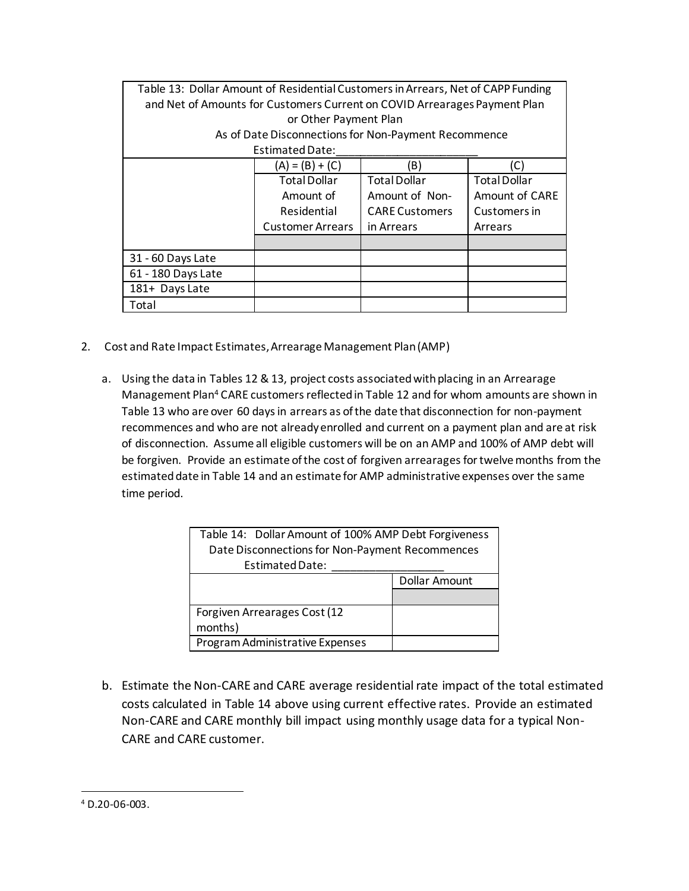| Table 13: Dollar Amount of Residential Customers in Arrears, Net of CAPP Funding and Net of Amounts for Customers Current on COVID Arrearages Payment Plan or Other Payment Plan As of Date Disconnections for Non-Payment Recommence Estimated Date:_______________________ | | | |
|---|---|---|---|
| | (A) = (B) + (C) | (B) | (C) |
| | Total Dollar Amount of Residential Customer Arrears | Total Dollar Amount of Non-CARE Customers in Arrears | Total Dollar Amount of CARE Customers in Arrears |
| | | | |
| 31 - 60 Days Late | | | |
| 61 - 180 Days Late | | | |
| 181+ Days Late | | | |
| Total | | | |

2. Cost and Rate Impact Estimates, Arrearage Management Plan (AMP)

   a. Using the data in Tables 12 & 13, project costs associated with placing in an Arrearage Management Plan[4] CARE customers reflected in Table 12 and for whom amounts are shown in Table 13 who are over 60 days in arrears as of the date that disconnection for non-payment recommences and who are not already enrolled and current on a payment plan and are at risk of disconnection. Assume all eligible customers will be on an AMP and 100% of AMP debt will be forgiven. Provide an estimate of the cost of forgiven arrearages for twelve months from the estimated date in Table 14 and an estimate for AMP administrative expenses over the same time period.

| Table 14: Dollar Amount of 100% AMP Debt Forgiveness Date Disconnections for Non-Payment Recommences Estimated Date: __________________ | |
|---|---|
| | Dollar Amount |
| | |
| Forgiven Arrearages Cost (12 months) | |
| Program Administrative Expenses | |

   b. Estimate the Non-CARE and CARE average residential rate impact of the total estimated costs calculated in Table 14 above using current effective rates. Provide an estimated Non-CARE and CARE monthly bill impact using monthly usage data for a typical Non-CARE and CARE customer.

[4] D.20-06-003.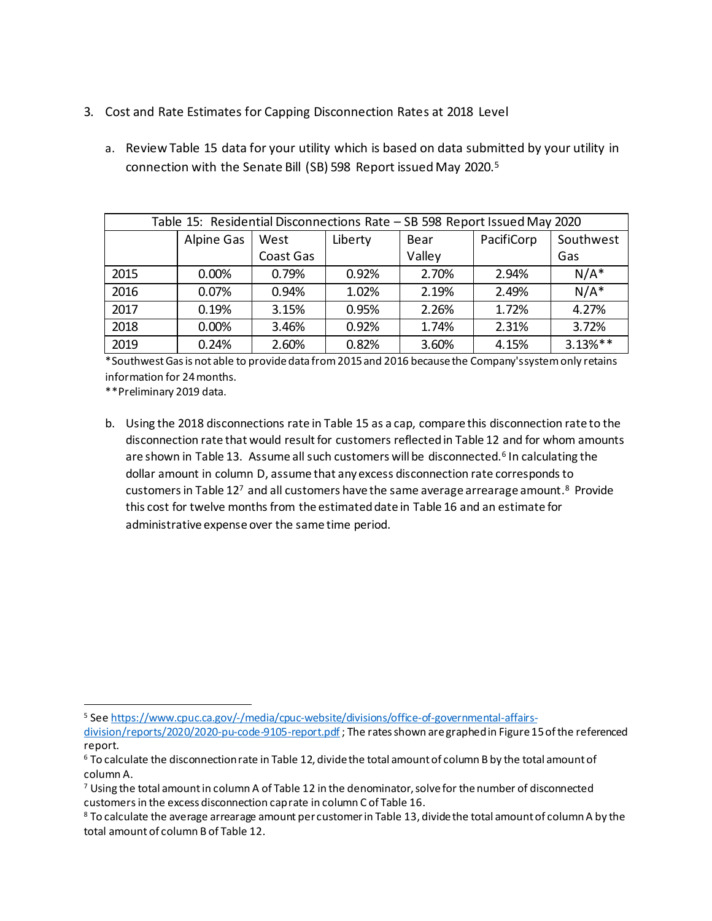3. Cost and Rate Estimates for Capping Disconnection Rates at 2018 Level

   a. Review Table 15 data for your utility which is based on data submitted by your utility in connection with the Senate Bill (SB) 598 Report issued May 2020.[5]

| Table 15: Residential Disconnections Rate – SB 598 Report Issued May 2020 | | | | | | |
|---|---|---|---|---|---|---|
| | Alpine Gas | West Coast Gas | Liberty | Bear Valley | PacifiCorp | Southwest Gas |
| 2015 | 0.00% | 0.79% | 0.92% | 2.70% | 2.94% | N/A* |
| 2016 | 0.07% | 0.94% | 1.02% | 2.19% | 2.49% | N/A* |
| 2017 | 0.19% | 3.15% | 0.95% | 2.26% | 1.72% | 4.27% |
| 2018 | 0.00% | 3.46% | 0.92% | 1.74% | 2.31% | 3.72% |
| 2019 | 0.24% | 2.60% | 0.82% | 3.60% | 4.15% | 3.13%** |

*Southwest Gas is not able to provide data from 2015 and 2016 because the Company's system only retains information for 24 months.

**Preliminary 2019 data.

   b. Using the 2018 disconnections rate in Table 15 as a cap, compare this disconnection rate to the disconnection rate that would result for customers reflected in Table 12 and for whom amounts are shown in Table 13. Assume all such customers will be disconnected.[6] In calculating the dollar amount in column D, assume that any excess disconnection rate corresponds to customers in Table 12[7] and all customers have the same average arrearage amount.[8] Provide this cost for twelve months from the estimated date in Table 16 and an estimate for administrative expense over the same time period.

---

[5] See https://www.cpuc.ca.gov/-/media/cpuc-website/divisions/office-of-governmental-affairs-division/reports/2020/2020-pu-code-9105-report.pdf ; The rates shown are graphed in Figure 15 of the referenced report.

[6] To calculate the disconnection rate in Table 12, divide the total amount of column B by the total amount of column A.

[7] Using the total amount in column A of Table 12 in the denominator, solve for the number of disconnected customers in the excess disconnection cap rate in column C of Table 16.

[8] To calculate the average arrearage amount per customer in Table 13, divide the total amount of column A by the total amount of column B of Table 12.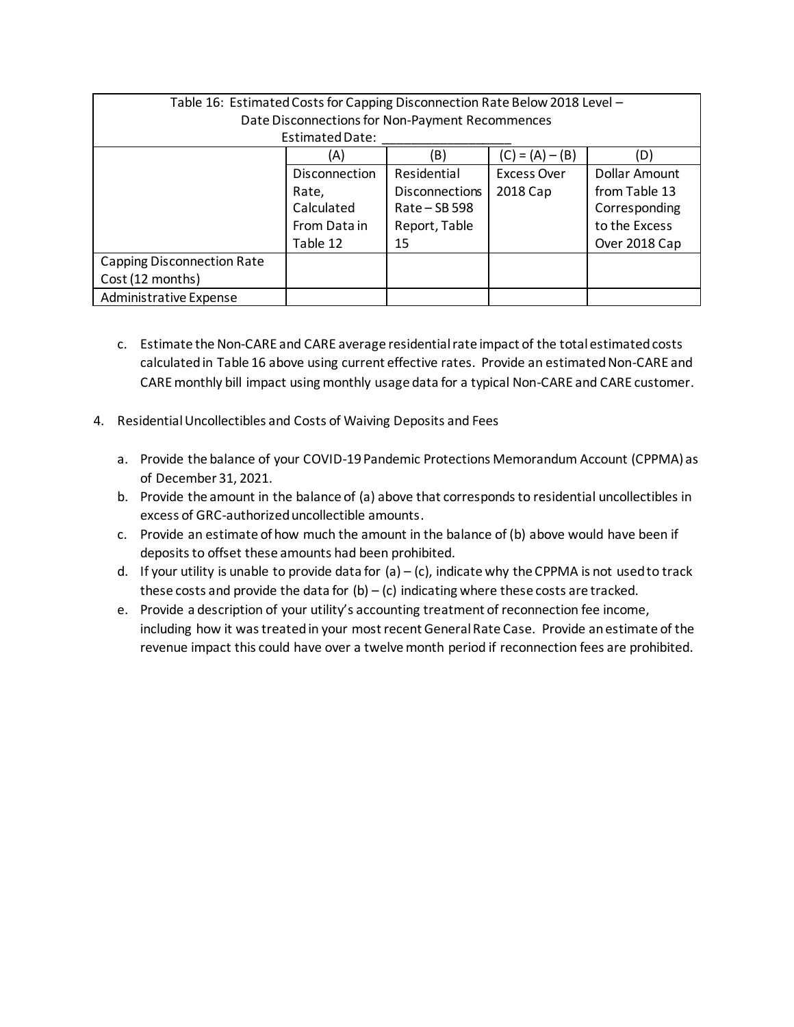| Table 16: Estimated Costs for Capping Disconnection Rate Below 2018 Level – Date Disconnections for Non-Payment Recommences<br>Estimated Date: _________________ | | | | |
|---|---|---|---|---|
| | (A) | (B) | (C) = (A) – (B) | (D) |
| | Disconnection Rate, Calculated From Data in Table 12 | Residential Disconnections Rate – SB 598 Report, Table 15 | Excess Over 2018 Cap | Dollar Amount from Table 13 Corresponding to the Excess Over 2018 Cap |
| Capping Disconnection Rate Cost (12 months) | | | | |
| Administrative Expense | | | | |

c. Estimate the Non-CARE and CARE average residential rate impact of the total estimated costs calculated in Table 16 above using current effective rates. Provide an estimated Non-CARE and CARE monthly bill impact using monthly usage data for a typical Non-CARE and CARE customer.

4. Residential Uncollectibles and Costs of Waiving Deposits and Fees

   a. Provide the balance of your COVID-19 Pandemic Protections Memorandum Account (CPPMA) as of December 31, 2021.
   b. Provide the amount in the balance of (a) above that corresponds to residential uncollectibles in excess of GRC-authorized uncollectible amounts.
   c. Provide an estimate of how much the amount in the balance of (b) above would have been if deposits to offset these amounts had been prohibited.
   d. If your utility is unable to provide data for (a) – (c), indicate why the CPPMA is not used to track these costs and provide the data for (b) – (c) indicating where these costs are tracked.
   e. Provide a description of your utility's accounting treatment of reconnection fee income, including how it was treated in your most recent General Rate Case. Provide an estimate of the revenue impact this could have over a twelve month period if reconnection fees are prohibited.